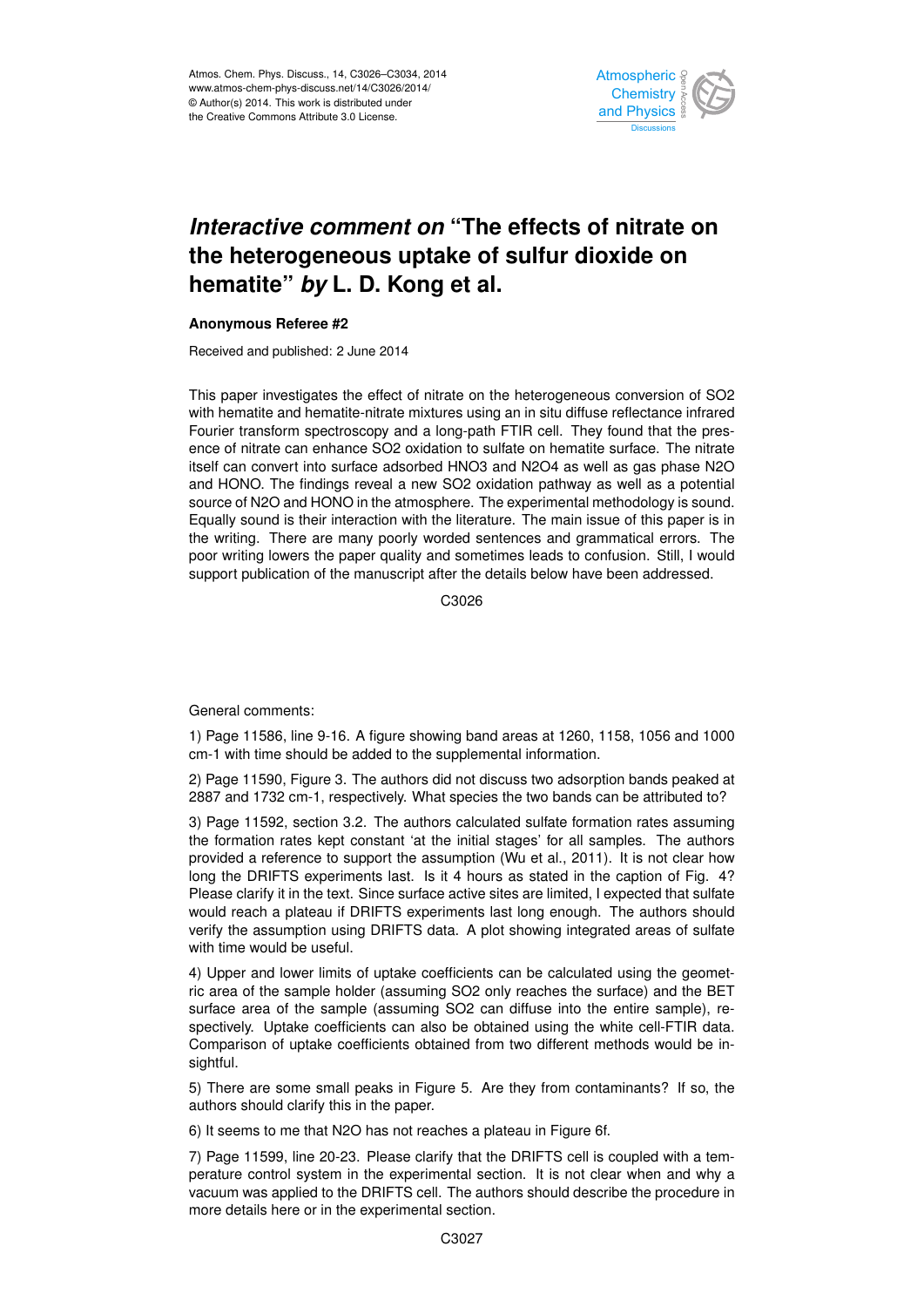# *Interactive comment on* "The effects of nitrate on the heterogeneous uptake of sulfur dioxide on hematite" *by* L. D. Kong et al.

**Anonymous Referee #2**

Received and published: 2 June 2014

This paper investigates the effect of nitrate on the heterogeneous conversion of $SO_2$ with hematite and hematite-nitrate mixtures using an in situ diffuse reflectance infrared Fourier transform spectroscopy and a long-path FTIR cell. They found that the presence of nitrate can enhance $SO_2$ oxidation to sulfate on hematite surface. The nitrate itself can convert into surface adsorbed $HNO_3$ and $N_2O_4$ as well as gas phase $N_2O$ and HONO. The findings reveal a new $SO_2$ oxidation pathway as well as a potential source of $N_2O$ and HONO in the atmosphere. The experimental methodology is sound. Equally sound is their interaction with the literature. The main issue of this paper is in the writing. There are many poorly worded sentences and grammatical errors. The poor writing lowers the paper quality and sometimes leads to confusion. Still, I would support publication of the manuscript after the details below have been addressed.

General comments:

1) Page 11586, line 9-16. A figure showing band areas at 1260, 1158, 1056 and 1000 $cm^{-1}$ with time should be added to the supplemental information.

2) Page 11590, Figure 3. The authors did not discuss two adsorption bands peaked at 2887 and 1732 $cm^{-1}$, respectively. What species the two bands can be attributed to?

3) Page 11592, section 3.2. The authors calculated sulfate formation rates assuming the formation rates kept constant 'at the initial stages' for all samples. The authors provided a reference to support the assumption (Wu et al., 2011). It is not clear how long the DRIFTS experiments last. Is it 4 hours as stated in the caption of Fig. 4? Please clarify it in the text. Since surface active sites are limited, I expected that sulfate would reach a plateau if DRIFTS experiments last long enough. The authors should verify the assumption using DRIFTS data. A plot showing integrated areas of sulfate with time would be useful.

4) Upper and lower limits of uptake coefficients can be calculated using the geometric area of the sample holder (assuming $SO_2$ only reaches the surface) and the BET surface area of the sample (assuming $SO_2$ can diffuse into the entire sample), respectively. Uptake coefficients can also be obtained using the white cell-FTIR data. Comparison of uptake coefficients obtained from two different methods would be insightful.

5) There are some small peaks in Figure 5. Are they from contaminants? If so, the authors should clarify this in the paper.

6) It seems to me that $N_2O$ has not reaches a plateau in Figure 6f.

7) Page 11599, line 20-23. Please clarify that the DRIFTS cell is coupled with a temperature control system in the experimental section. It is not clear when and why a vacuum was applied to the DRIFTS cell. The authors should describe the procedure in more details here or in the experimental section.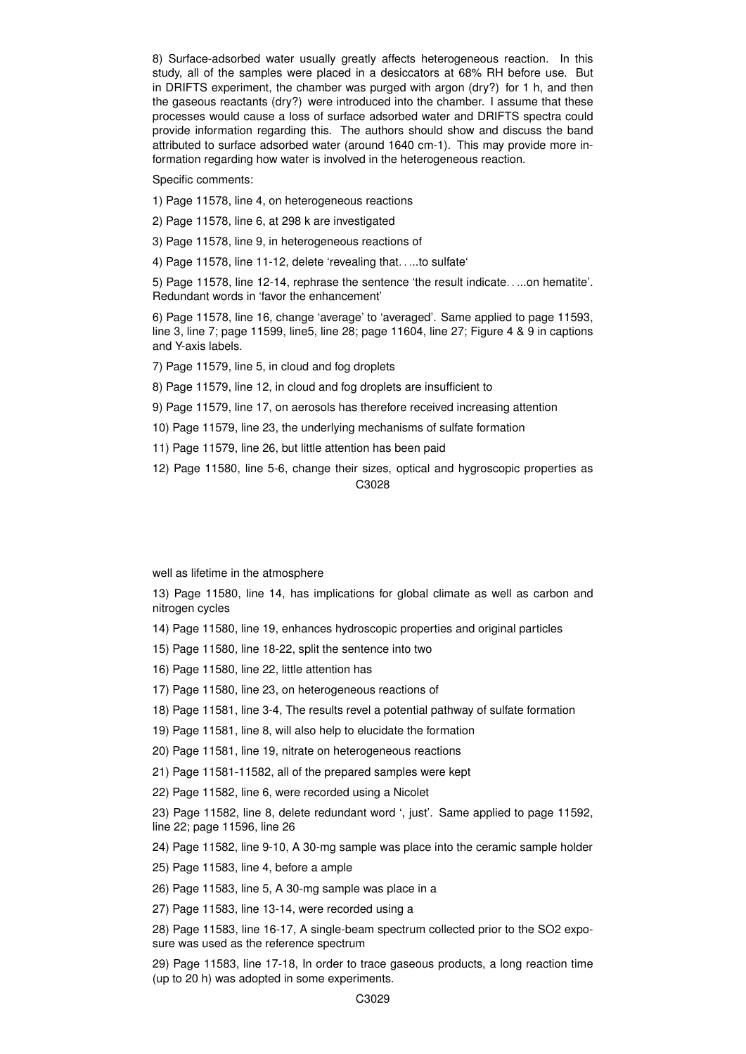8) Surface-adsorbed water usually greatly affects heterogeneous reaction. In this study, all of the samples were placed in a desiccators at 68% RH before use. But in DRIFTS experiment, the chamber was purged with argon (dry?) for 1 h, and then the gaseous reactants (dry?) were introduced into the chamber. I assume that these processes would cause a loss of surface adsorbed water and DRIFTS spectra could provide information regarding this. The authors should show and discuss the band attributed to surface adsorbed water (around 1640 cm-1). This may provide more information regarding how water is involved in the heterogeneous reaction.

Specific comments:

1) Page 11578, line 4, on heterogeneous reactions

2) Page 11578, line 6, at 298 k are investigated

3) Page 11578, line 9, in heterogeneous reactions of

4) Page 11578, line 11-12, delete 'revealing that. . ...to sulfate'

5) Page 11578, line 12-14, rephrase the sentence 'the result indicate. . ...on hematite'. Redundant words in 'favor the enhancement'

6) Page 11578, line 16, change 'average' to 'averaged'. Same applied to page 11593, line 3, line 7; page 11599, line5, line 28; page 11604, line 27; Figure 4 & 9 in captions and Y-axis labels.

7) Page 11579, line 5, in cloud and fog droplets

8) Page 11579, line 12, in cloud and fog droplets are insufficient to

9) Page 11579, line 17, on aerosols has therefore received increasing attention

10) Page 11579, line 23, the underlying mechanisms of sulfate formation

11) Page 11579, line 26, but little attention has been paid

12) Page 11580, line 5-6, change their sizes, optical and hygroscopic properties as well as lifetime in the atmosphere

13) Page 11580, line 14, has implications for global climate as well as carbon and nitrogen cycles

14) Page 11580, line 19, enhances hydroscopic properties and original particles

15) Page 11580, line 18-22, split the sentence into two

16) Page 11580, line 22, little attention has

17) Page 11580, line 23, on heterogeneous reactions of

18) Page 11581, line 3-4, The results revel a potential pathway of sulfate formation

19) Page 11581, line 8, will also help to elucidate the formation

20) Page 11581, line 19, nitrate on heterogeneous reactions

21) Page 11581-11582, all of the prepared samples were kept

22) Page 11582, line 6, were recorded using a Nicolet

23) Page 11582, line 8, delete redundant word ', just'. Same applied to page 11592, line 22; page 11596, line 26

24) Page 11582, line 9-10, A 30-mg sample was place into the ceramic sample holder

25) Page 11583, line 4, before a ample

26) Page 11583, line 5, A 30-mg sample was place in a

27) Page 11583, line 13-14, were recorded using a

28) Page 11583, line 16-17, A single-beam spectrum collected prior to the SO2 exposure was used as the reference spectrum

29) Page 11583, line 17-18, In order to trace gaseous products, a long reaction time (up to 20 h) was adopted in some experiments.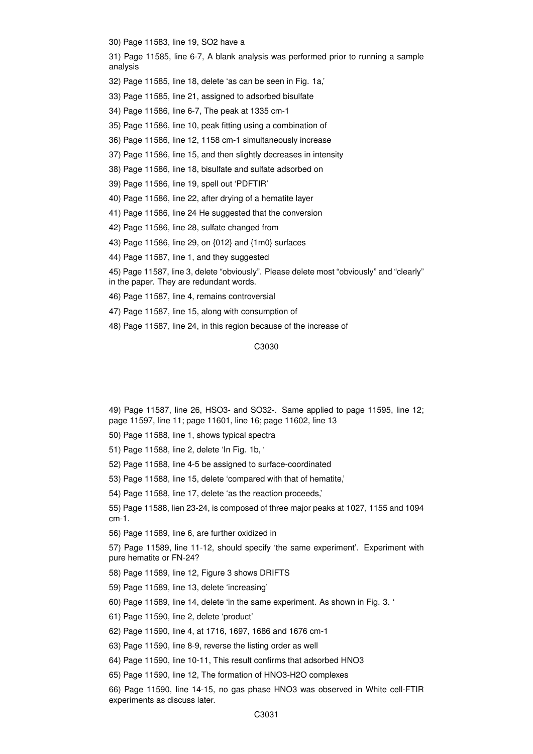30) Page 11583, line 19, $SO_2$ have a

31) Page 11585, line 6-7, A blank analysis was performed prior to running a sample analysis

32) Page 11585, line 18, delete 'as can be seen in Fig. 1a,'

33) Page 11585, line 21, assigned to adsorbed bisulfate

34) Page 11586, line 6-7, The peak at 1335 cm-1

35) Page 11586, line 10, peak fitting using a combination of

36) Page 11586, line 12, 1158 cm-1 simultaneously increase

37) Page 11586, line 15, and then slightly decreases in intensity

38) Page 11586, line 18, bisulfate and sulfate adsorbed on

39) Page 11586, line 19, spell out 'PDFTIR'

40) Page 11586, line 22, after drying of a hematite layer

41) Page 11586, line 24 He suggested that the conversion

42) Page 11586, line 28, sulfate changed from

43) Page 11586, line 29, on {012} and {1m0} surfaces

44) Page 11587, line 1, and they suggested

45) Page 11587, line 3, delete "obviously". Please delete most "obviously" and "clearly" in the paper. They are redundant words.

46) Page 11587, line 4, remains controversial

47) Page 11587, line 15, along with consumption of

48) Page 11587, line 24, in this region because of the increase of

49) Page 11587, line 26, $HSO_3^-$ and $SO_3^{2-}$. Same applied to page 11595, line 12; page 11597, line 11; page 11601, line 16; page 11602, line 13

50) Page 11588, line 1, shows typical spectra

51) Page 11588, line 2, delete 'In Fig. 1b, '

52) Page 11588, line 4-5 be assigned to surface-coordinated

53) Page 11588, line 15, delete 'compared with that of hematite,'

54) Page 11588, line 17, delete 'as the reaction proceeds,'

55) Page 11588, lien 23-24, is composed of three major peaks at 1027, 1155 and 1094 cm-1.

56) Page 11589, line 6, are further oxidized in

57) Page 11589, line 11-12, should specify 'the same experiment'. Experiment with pure hematite or FN-24?

58) Page 11589, line 12, Figure 3 shows DRIFTS

59) Page 11589, line 13, delete 'increasing'

60) Page 11589, line 14, delete 'in the same experiment. As shown in Fig. 3. '

61) Page 11590, line 2, delete 'product'

62) Page 11590, line 4, at 1716, 1697, 1686 and 1676 cm-1

63) Page 11590, line 8-9, reverse the listing order as well

64) Page 11590, line 10-11, This result confirms that adsorbed $HNO_3$

65) Page 11590, line 12, The formation of $HNO_3$-$H_2O$ complexes

66) Page 11590, line 14-15, no gas phase $HNO_3$ was observed in White cell-FTIR experiments as discuss later.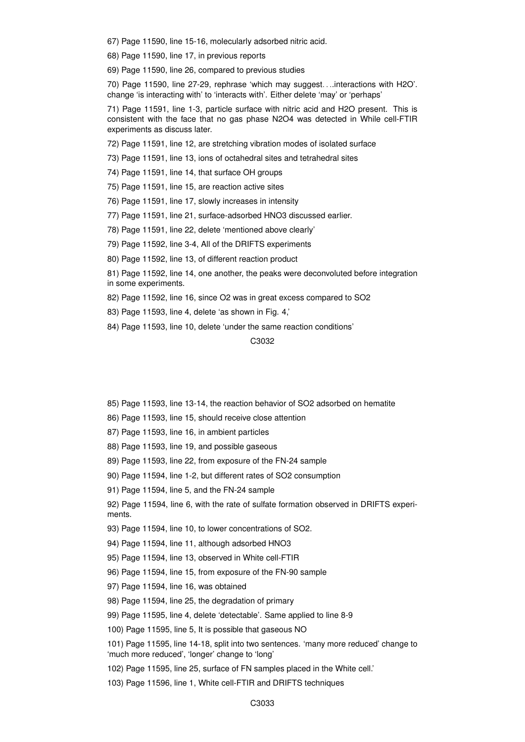67) Page 11590, line 15-16, molecularly adsorbed nitric acid.

68) Page 11590, line 17, in previous reports

69) Page 11590, line 26, compared to previous studies

70) Page 11590, line 27-29, rephrase 'which may suggest….interactions with $H_2O$'. change 'is interacting with' to 'interacts with'. Either delete 'may' or 'perhaps'

71) Page 11591, line 1-3, particle surface with nitric acid and $H_2O$ present. This is consistent with the face that no gas phase $N_2O_4$ was detected in While cell-FTIR experiments as discuss later.

72) Page 11591, line 12, are stretching vibration modes of isolated surface

73) Page 11591, line 13, ions of octahedral sites and tetrahedral sites

74) Page 11591, line 14, that surface OH groups

75) Page 11591, line 15, are reaction active sites

76) Page 11591, line 17, slowly increases in intensity

77) Page 11591, line 21, surface-adsorbed $HNO_3$ discussed earlier.

78) Page 11591, line 22, delete 'mentioned above clearly'

79) Page 11592, line 3-4, All of the DRIFTS experiments

80) Page 11592, line 13, of different reaction product

81) Page 11592, line 14, one another, the peaks were deconvoluted before integration in some experiments.

82) Page 11592, line 16, since $O_2$ was in great excess compared to $SO_2$

83) Page 11593, line 4, delete 'as shown in Fig. 4,'

84) Page 11593, line 10, delete 'under the same reaction conditions'

85) Page 11593, line 13-14, the reaction behavior of $SO_2$ adsorbed on hematite

86) Page 11593, line 15, should receive close attention

87) Page 11593, line 16, in ambient particles

88) Page 11593, line 19, and possible gaseous

89) Page 11593, line 22, from exposure of the FN-24 sample

90) Page 11594, line 1-2, but different rates of $SO_2$ consumption

91) Page 11594, line 5, and the FN-24 sample

92) Page 11594, line 6, with the rate of sulfate formation observed in DRIFTS experiments.

93) Page 11594, line 10, to lower concentrations of $SO_2$.

94) Page 11594, line 11, although adsorbed $HNO_3$

95) Page 11594, line 13, observed in White cell-FTIR

96) Page 11594, line 15, from exposure of the FN-90 sample

97) Page 11594, line 16, was obtained

98) Page 11594, line 25, the degradation of primary

99) Page 11595, line 4, delete 'detectable'. Same applied to line 8-9

100) Page 11595, line 5, It is possible that gaseous NO

101) Page 11595, line 14-18, split into two sentences. 'many more reduced' change to 'much more reduced', 'longer' change to 'long'

102) Page 11595, line 25, surface of FN samples placed in the White cell.'

103) Page 11596, line 1, White cell-FTIR and DRIFTS techniques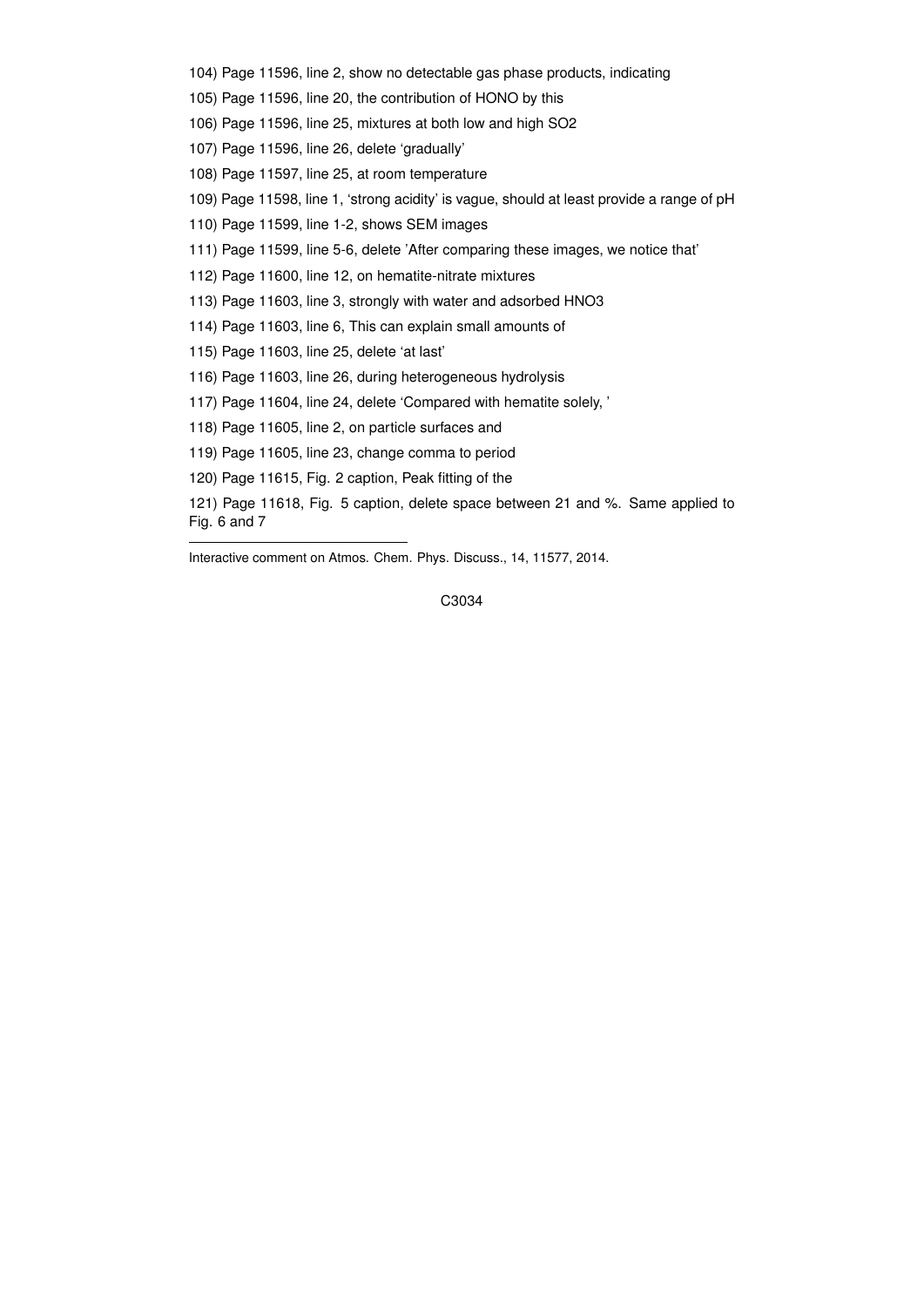104) Page 11596, line 2, show no detectable gas phase products, indicating

105) Page 11596, line 20, the contribution of HONO by this

106) Page 11596, line 25, mixtures at both low and high $SO_2$

107) Page 11596, line 26, delete 'gradually'

108) Page 11597, line 25, at room temperature

109) Page 11598, line 1, 'strong acidity' is vague, should at least provide a range of pH

110) Page 11599, line 1-2, shows SEM images

111) Page 11599, line 5-6, delete 'After comparing these images, we notice that'

112) Page 11600, line 12, on hematite-nitrate mixtures

113) Page 11603, line 3, strongly with water and adsorbed $HNO_3$

114) Page 11603, line 6, This can explain small amounts of

115) Page 11603, line 25, delete 'at last'

116) Page 11603, line 26, during heterogeneous hydrolysis

117) Page 11604, line 24, delete 'Compared with hematite solely, '

118) Page 11605, line 2, on particle surfaces and

119) Page 11605, line 23, change comma to period

120) Page 11615, Fig. 2 caption, Peak fitting of the

121) Page 11618, Fig. 5 caption, delete space between 21 and %. Same applied to Fig. 6 and 7

---

Interactive comment on Atmos. Chem. Phys. Discuss., 14, 11577, 2014.